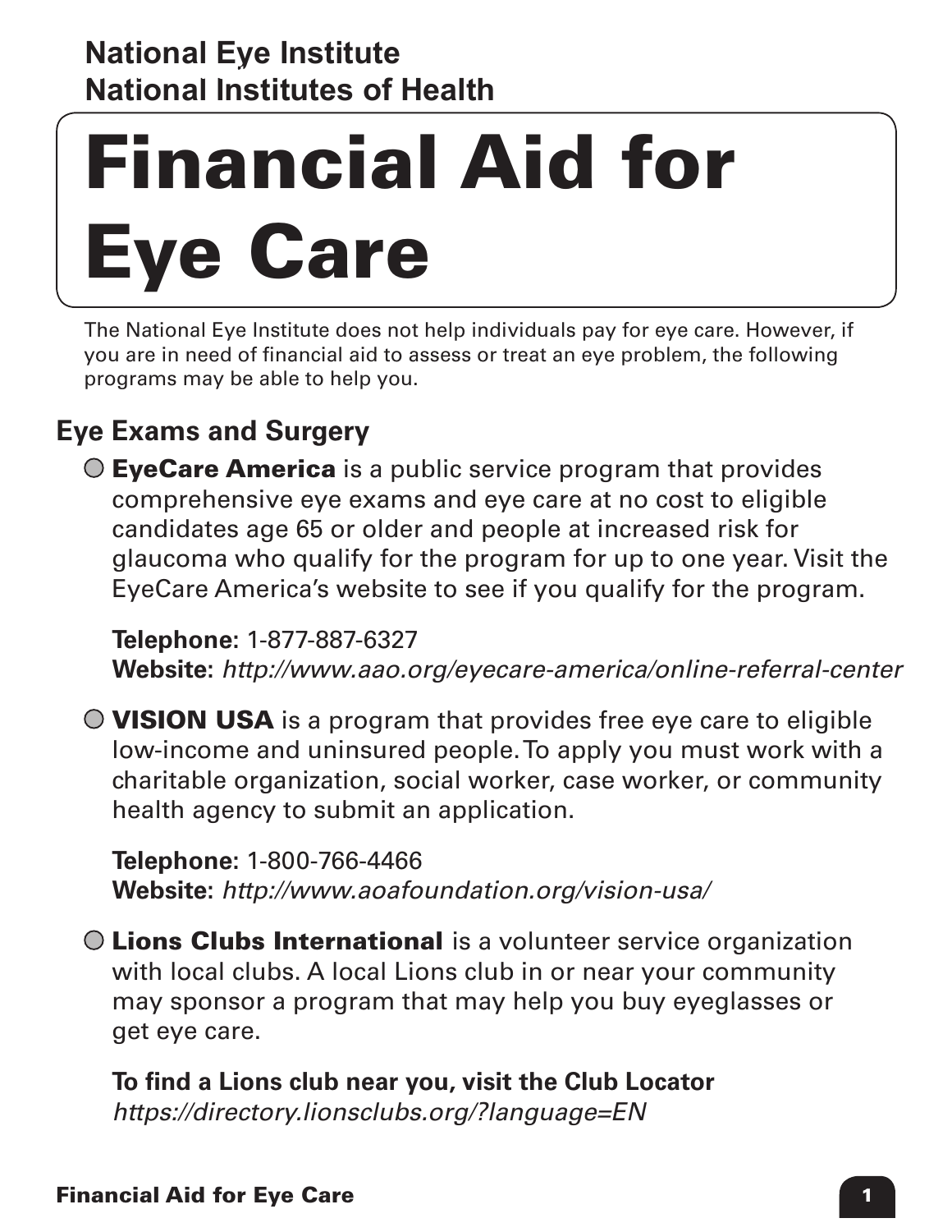**National Eye Institute**
**National Institutes of Health**

# Financial Aid for Eye Care

The National Eye Institute does not help individuals pay for eye care. However, if you are in need of financial aid to assess or treat an eye problem, the following programs may be able to help you.

## Eye Exams and Surgery

- **EyeCare America** is a public service program that provides comprehensive eye exams and eye care at no cost to eligible candidates age 65 or older and people at increased risk for glaucoma who qualify for the program for up to one year. Visit the EyeCare America's website to see if you qualify for the program.

  **Telephone:** 1-877-887-6327
  **Website:** *http://www.aao.org/eyecare-america/online-referral-center*

- **VISION USA** is a program that provides free eye care to eligible low-income and uninsured people. To apply you must work with a charitable organization, social worker, case worker, or community health agency to submit an application.

  **Telephone:** 1-800-766-4466
  **Website:** *http://www.aoafoundation.org/vision-usa/*

- **Lions Clubs International** is a volunteer service organization with local clubs. A local Lions club in or near your community may sponsor a program that may help you buy eyeglasses or get eye care.

  **To find a Lions club near you, visit the Club Locator**
  *https://directory.lionsclubs.org/?language=EN*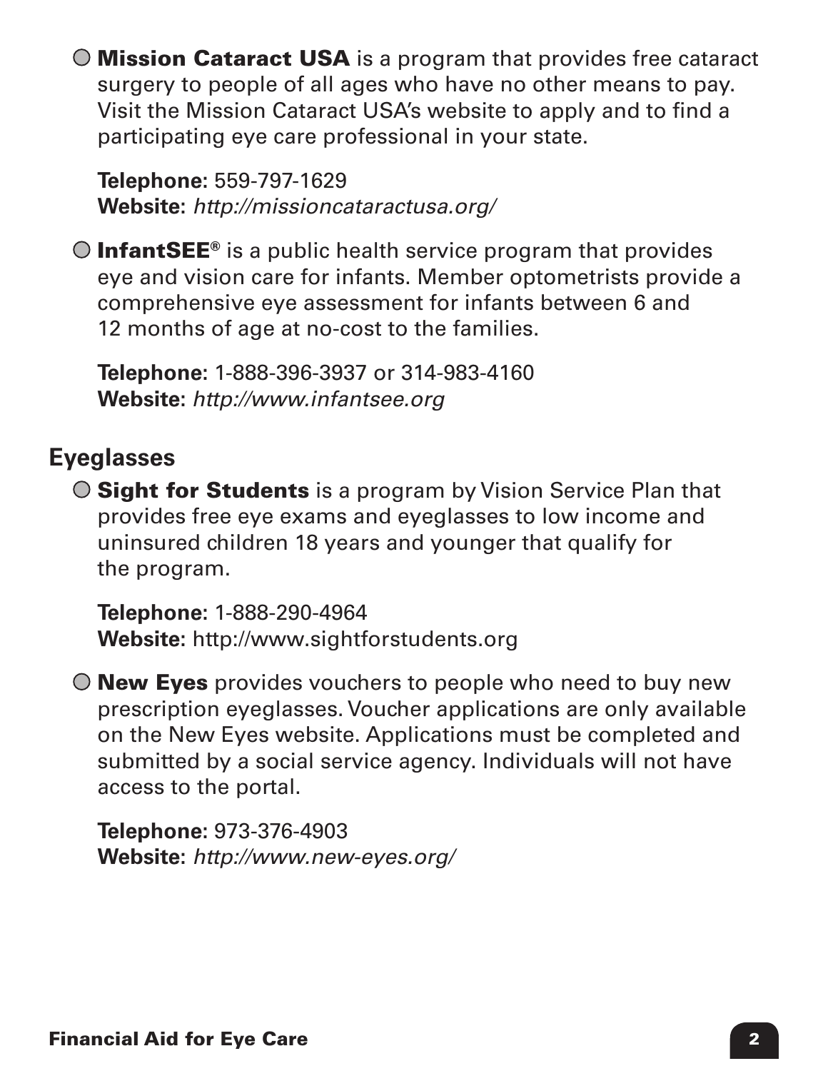- **Mission Cataract USA** is a program that provides free cataract surgery to people of all ages who have no other means to pay. Visit the Mission Cataract USA's website to apply and to find a participating eye care professional in your state.

  **Telephone:** 559-797-1629
  **Website:** *http://missioncataractusa.org/*

- **InfantSEE®** is a public health service program that provides eye and vision care for infants. Member optometrists provide a comprehensive eye assessment for infants between 6 and 12 months of age at no-cost to the families.

  **Telephone:** 1-888-396-3937 or 314-983-4160
  **Website:** *http://www.infantsee.org*

## Eyeglasses

- **Sight for Students** is a program by Vision Service Plan that provides free eye exams and eyeglasses to low income and uninsured children 18 years and younger that qualify for the program.

  **Telephone:** 1-888-290-4964
  **Website:** http://www.sightforstudents.org

- **New Eyes** provides vouchers to people who need to buy new prescription eyeglasses. Voucher applications are only available on the New Eyes website. Applications must be completed and submitted by a social service agency. Individuals will not have access to the portal.

  **Telephone:** 973-376-4903
  **Website:** *http://www.new-eyes.org/*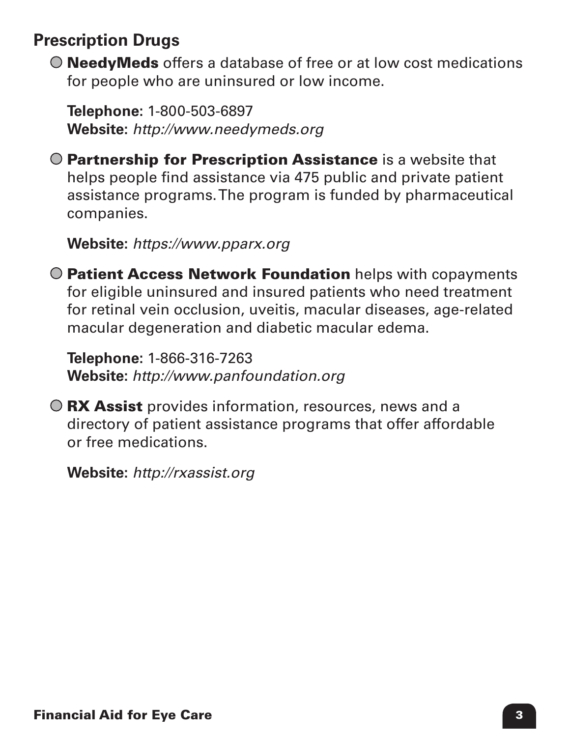## Prescription Drugs

- **NeedyMeds** offers a database of free or at low cost medications for people who are uninsured or low income.

  **Telephone**: 1-800-503-6897
  **Website:** *http://www.needymeds.org*

- **Partnership for Prescription Assistance** is a website that helps people find assistance via 475 public and private patient assistance programs. The program is funded by pharmaceutical companies.

  **Website:** *https://www.pparx.org*

- **Patient Access Network Foundation** helps with copayments for eligible uninsured and insured patients who need treatment for retinal vein occlusion, uveitis, macular diseases, age-related macular degeneration and diabetic macular edema.

  **Telephone**: 1-866-316-7263
  **Website:** *http://www.panfoundation.org*

- **RX Assist** provides information, resources, news and a directory of patient assistance programs that offer affordable or free medications.

  **Website:** *http://rxassist.org*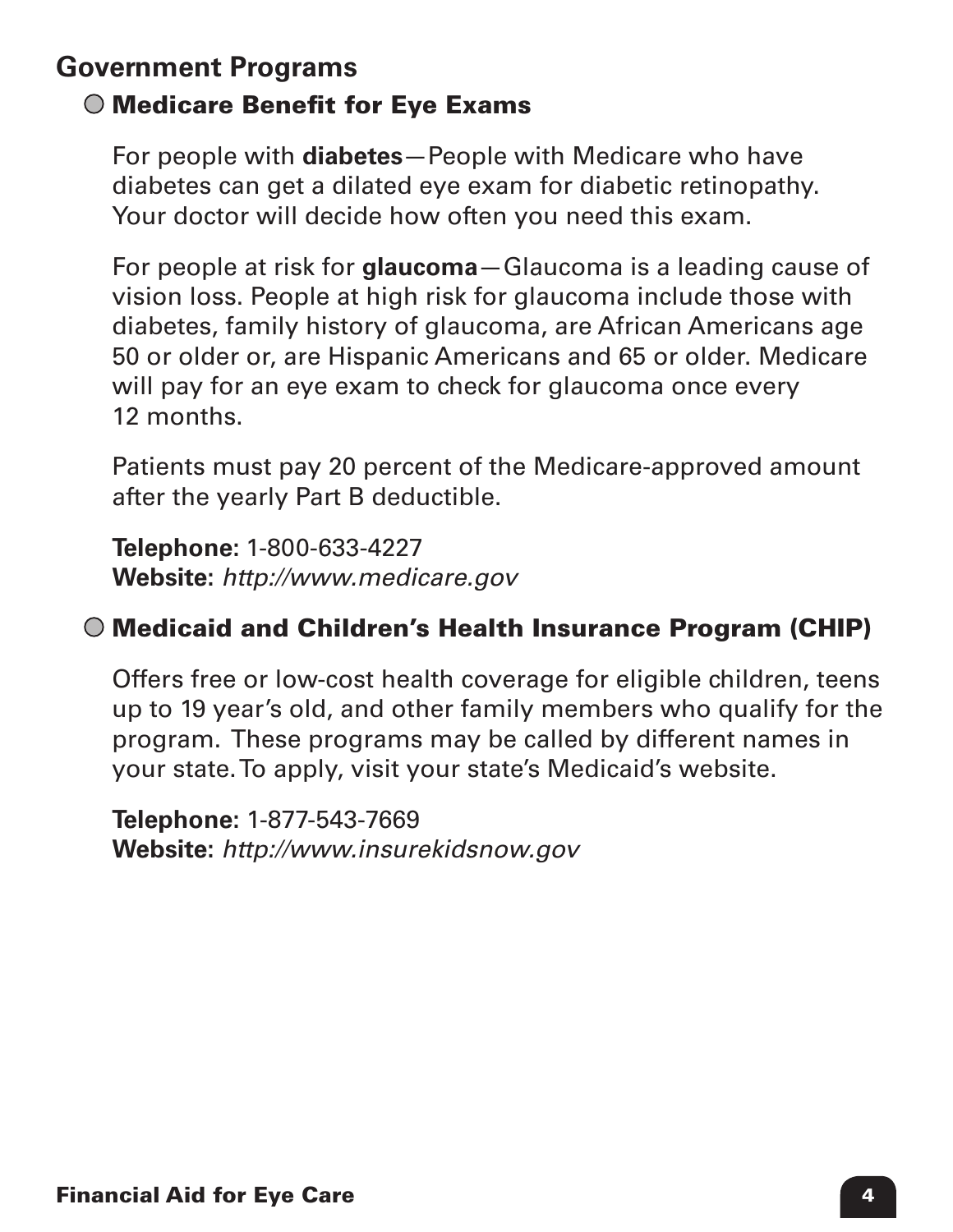## Government Programs

### Medicare Benefit for Eye Exams

For people with **diabetes**—People with Medicare who have diabetes can get a dilated eye exam for diabetic retinopathy. Your doctor will decide how often you need this exam.

For people at risk for **glaucoma**—Glaucoma is a leading cause of vision loss. People at high risk for glaucoma include those with diabetes, family history of glaucoma, are African Americans age 50 or older or, are Hispanic Americans and 65 or older. Medicare will pay for an eye exam to check for glaucoma once every 12 months.

Patients must pay 20 percent of the Medicare-approved amount after the yearly Part B deductible.

**Telephone:** 1-800-633-4227
**Website:** *http://www.medicare.gov*

### Medicaid and Children's Health Insurance Program (CHIP)

Offers free or low-cost health coverage for eligible children, teens up to 19 year's old, and other family members who qualify for the program. These programs may be called by different names in your state. To apply, visit your state's Medicaid's website.

**Telephone:** 1-877-543-7669
**Website:** *http://www.insurekidsnow.gov*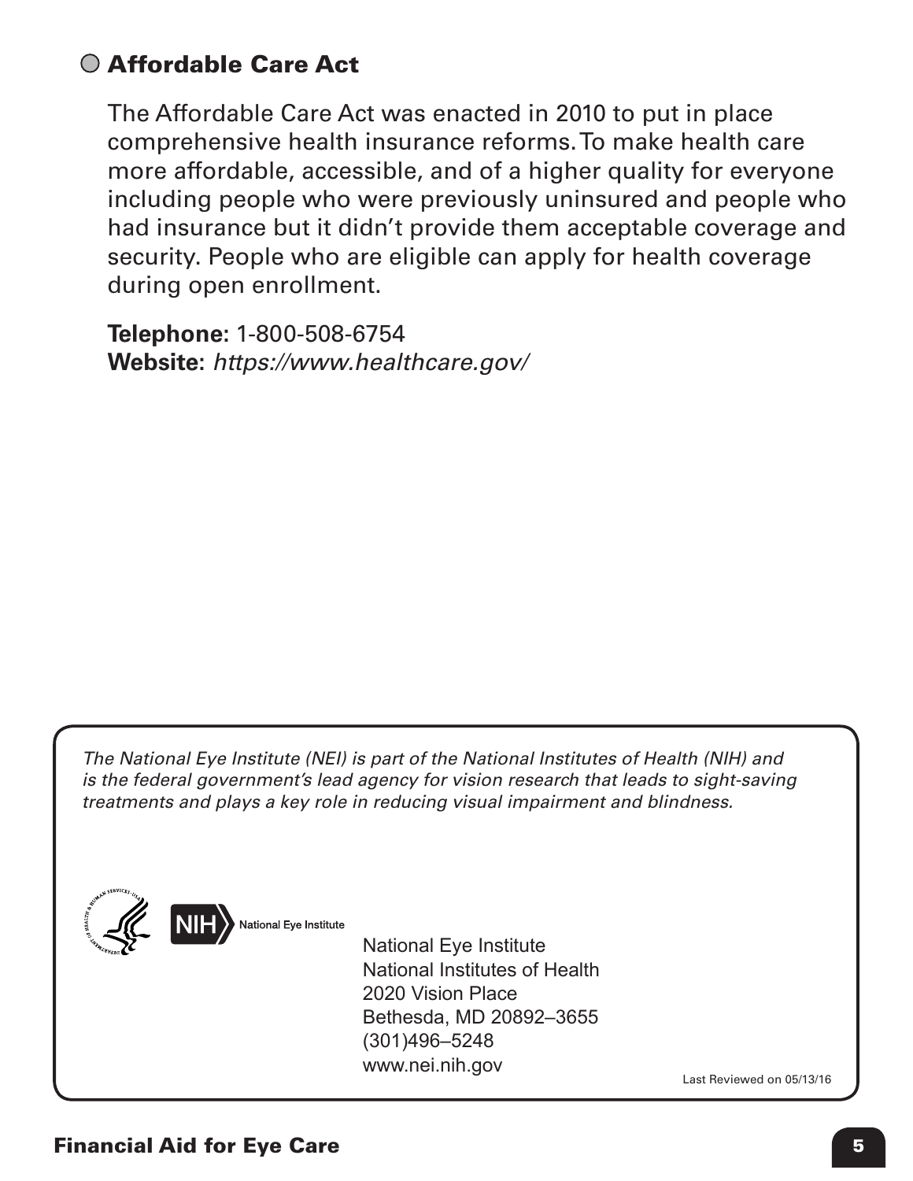## Affordable Care Act

The Affordable Care Act was enacted in 2010 to put in place comprehensive health insurance reforms. To make health care more affordable, accessible, and of a higher quality for everyone including people who were previously uninsured and people who had insurance but it didn't provide them acceptable coverage and security. People who are eligible can apply for health coverage during open enrollment.

**Telephone:** 1-800-508-6754
**Website:** *https://www.healthcare.gov/*

*The National Eye Institute (NEI) is part of the National Institutes of Health (NIH) and is the federal government's lead agency for vision research that leads to sight-saving treatments and plays a key role in reducing visual impairment and blindness.*

NIH National Eye Institute

National Eye Institute
National Institutes of Health
2020 Vision Place
Bethesda, MD 20892–3655
(301)496–5248
www.nei.nih.gov

Last Reviewed on 05/13/16